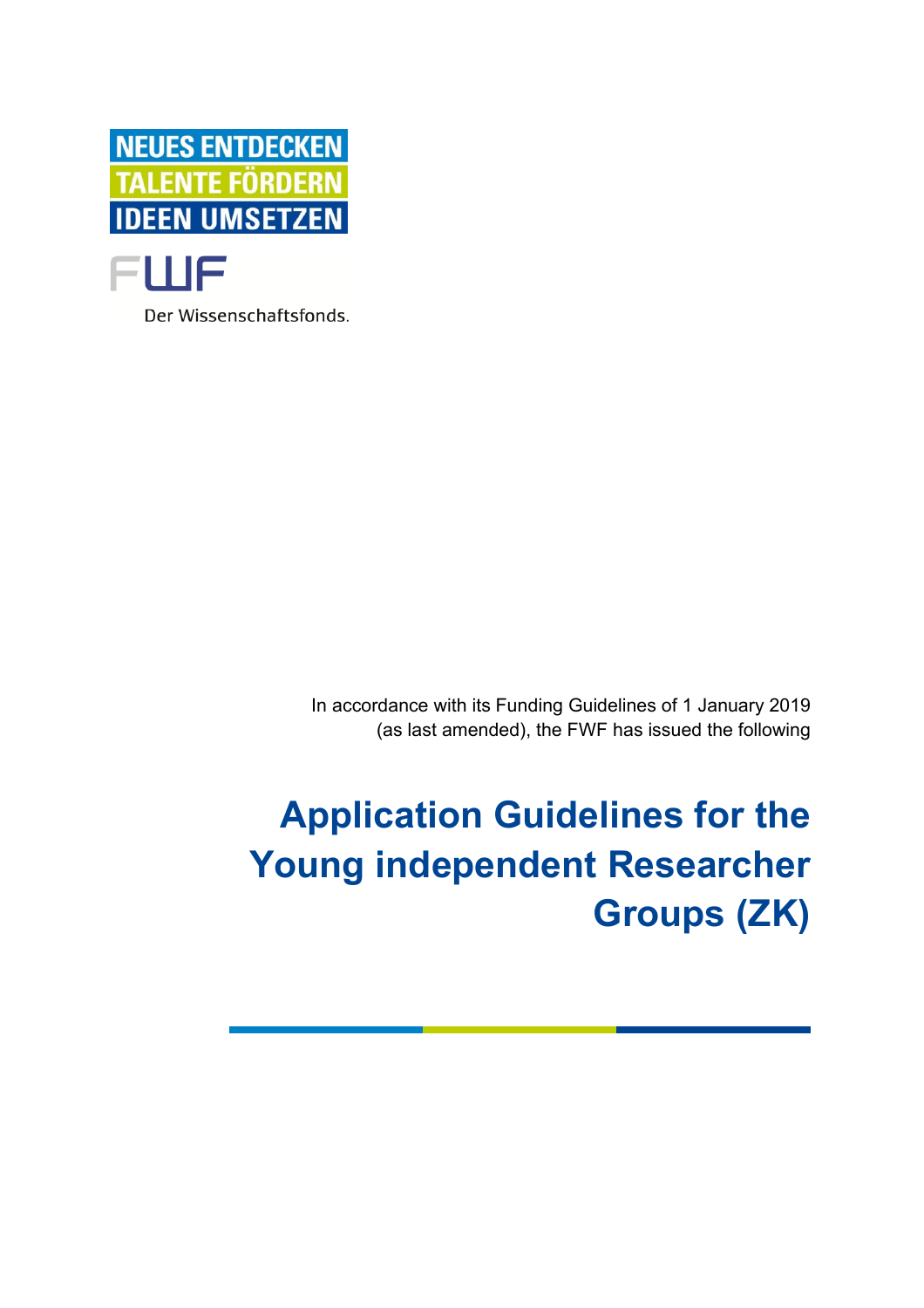NEUES ENTDECKEN
TALENTE FÖRDERN
IDEEN UMSETZEN

FWF

Der Wissenschaftsfonds.

In accordance with its Funding Guidelines of 1 January 2019 (as last amended), the FWF has issued the following

# Application Guidelines for the Young independent Researcher Groups (ZK)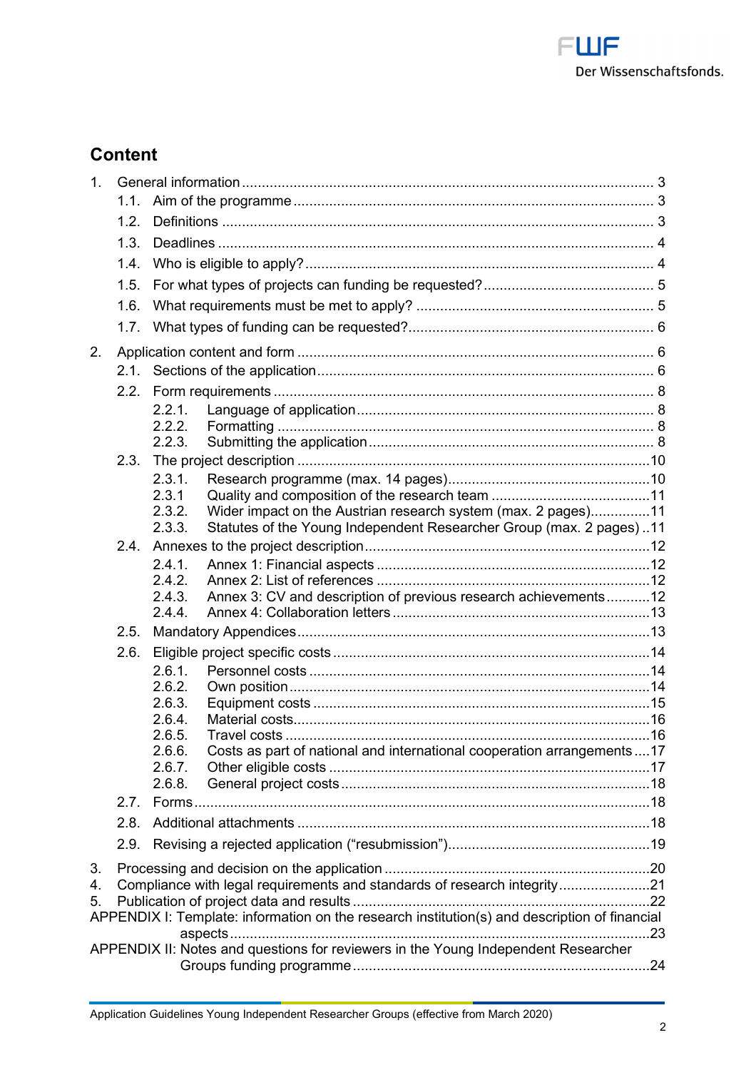## Content

1. General information ........ 3
   - 1.1. Aim of the programme ........ 3
   - 1.2. Definitions ........ 3
   - 1.3. Deadlines ........ 4
   - 1.4. Who is eligible to apply? ........ 4
   - 1.5. For what types of projects can funding be requested? ........ 5
   - 1.6. What requirements must be met to apply? ........ 5
   - 1.7. What types of funding can be requested? ........ 6
2. Application content and form ........ 6
   - 2.1. Sections of the application ........ 6
   - 2.2. Form requirements ........ 8
     - 2.2.1. Language of application ........ 8
     - 2.2.2. Formatting ........ 8
     - 2.2.3. Submitting the application ........ 8
   - 2.3. The project description ........ 10
     - 2.3.1. Research programme (max. 14 pages) ........ 10
     - 2.3.1 Quality and composition of the research team ........ 11
     - 2.3.2. Wider impact on the Austrian research system (max. 2 pages) ........ 11
     - 2.3.3. Statutes of the Young Independent Researcher Group (max. 2 pages) ........ 11
   - 2.4. Annexes to the project description ........ 12
     - 2.4.1. Annex 1: Financial aspects ........ 12
     - 2.4.2. Annex 2: List of references ........ 12
     - 2.4.3. Annex 3: CV and description of previous research achievements ........ 12
     - 2.4.4. Annex 4: Collaboration letters ........ 13
   - 2.5. Mandatory Appendices ........ 13
   - 2.6. Eligible project specific costs ........ 14
     - 2.6.1. Personnel costs ........ 14
     - 2.6.2. Own position ........ 14
     - 2.6.3. Equipment costs ........ 15
     - 2.6.4. Material costs ........ 16
     - 2.6.5. Travel costs ........ 16
     - 2.6.6. Costs as part of national and international cooperation arrangements ........ 17
     - 2.6.7. Other eligible costs ........ 17
     - 2.6.8. General project costs ........ 18
   - 2.7. Forms ........ 18
   - 2.8. Additional attachments ........ 18
   - 2.9. Revising a rejected application (“resubmission”) ........ 19
3. Processing and decision on the application ........ 20
4. Compliance with legal requirements and standards of research integrity ........ 21
5. Publication of project data and results ........ 22

APPENDIX I: Template: information on the research institution(s) and description of financial aspects ........ 23

APPENDIX II: Notes and questions for reviewers in the Young Independent Researcher Groups funding programme ........ 24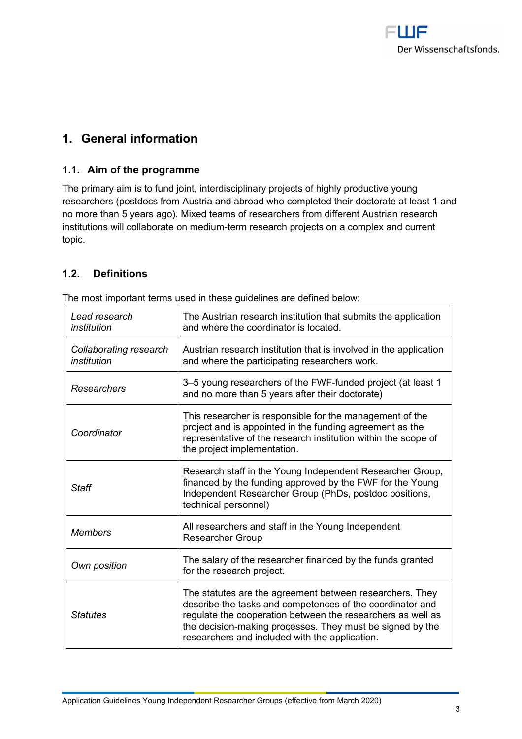# 1. General information

## 1.1. Aim of the programme

The primary aim is to fund joint, interdisciplinary projects of highly productive young researchers (postdocs from Austria and abroad who completed their doctorate at least 1 and no more than 5 years ago). Mixed teams of researchers from different Austrian research institutions will collaborate on medium-term research projects on a complex and current topic.

## 1.2. Definitions

The most important terms used in these guidelines are defined below:

| | |
|---|---|
| *Lead research institution* | The Austrian research institution that submits the application and where the coordinator is located. |
| *Collaborating research institution* | Austrian research institution that is involved in the application and where the participating researchers work. |
| *Researchers* | 3–5 young researchers of the FWF-funded project (at least 1 and no more than 5 years after their doctorate) |
| *Coordinator* | This researcher is responsible for the management of the project and is appointed in the funding agreement as the representative of the research institution within the scope of the project implementation. |
| *Staff* | Research staff in the Young Independent Researcher Group, financed by the funding approved by the FWF for the Young Independent Researcher Group (PhDs, postdoc positions, technical personnel) |
| *Members* | All researchers and staff in the Young Independent Researcher Group |
| *Own position* | The salary of the researcher financed by the funds granted for the research project. |
| *Statutes* | The statutes are the agreement between researchers. They describe the tasks and competences of the coordinator and regulate the cooperation between the researchers as well as the decision-making processes. They must be signed by the researchers and included with the application. |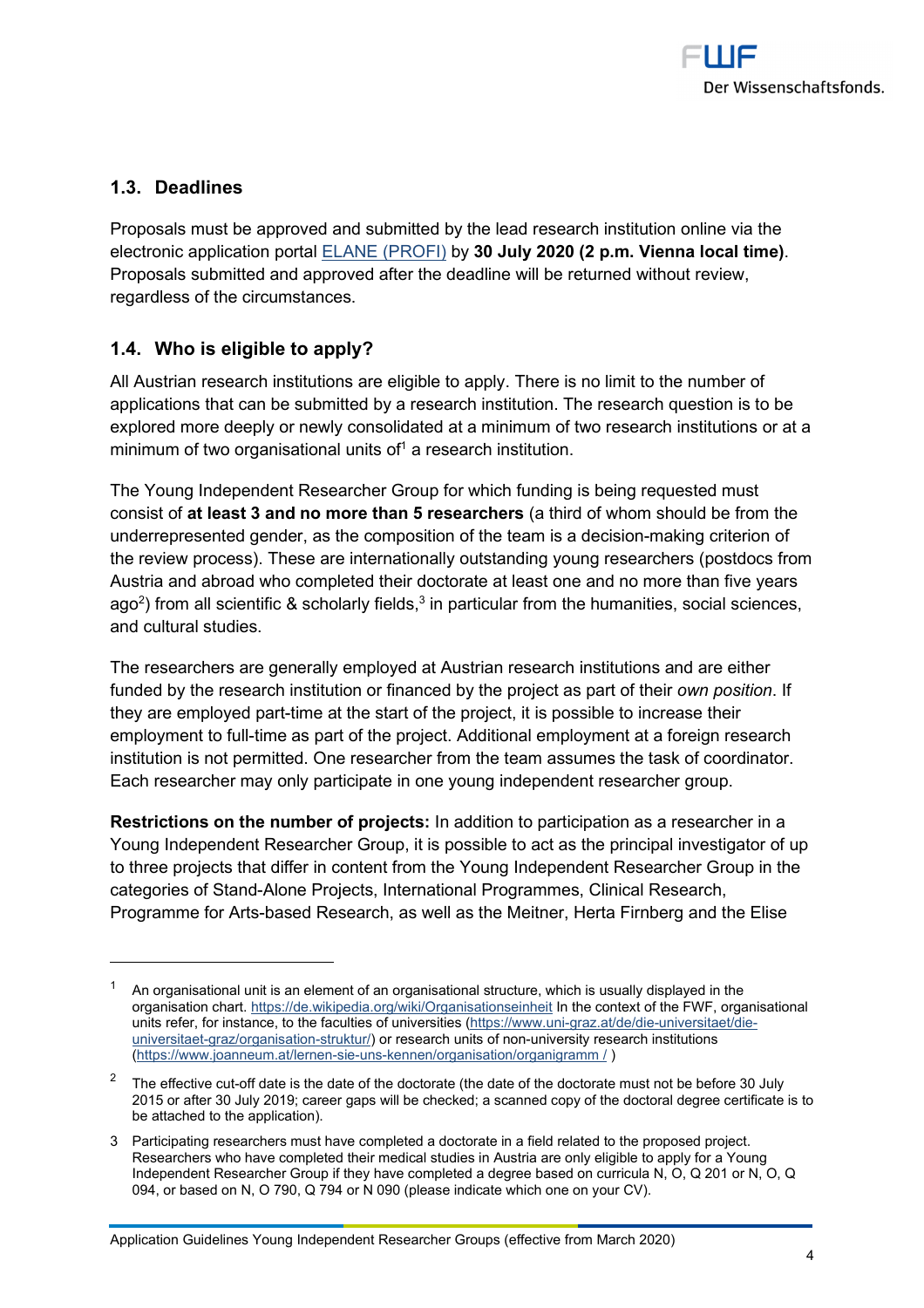## 1.3. Deadlines

Proposals must be approved and submitted by the lead research institution online via the electronic application portal [ELANE (PROFI)](#) by **30 July 2020 (2 p.m. Vienna local time)**. Proposals submitted and approved after the deadline will be returned without review, regardless of the circumstances.

## 1.4. Who is eligible to apply?

All Austrian research institutions are eligible to apply. There is no limit to the number of applications that can be submitted by a research institution. The research question is to be explored more deeply or newly consolidated at a minimum of two research institutions or at a minimum of two organisational units of[1] a research institution.

The Young Independent Researcher Group for which funding is being requested must consist of **at least 3 and no more than 5 researchers** (a third of whom should be from the underrepresented gender, as the composition of the team is a decision-making criterion of the review process). These are internationally outstanding young researchers (postdocs from Austria and abroad who completed their doctorate at least one and no more than five years ago[2]) from all scientific & scholarly fields,[3] in particular from the humanities, social sciences, and cultural studies.

The researchers are generally employed at Austrian research institutions and are either funded by the research institution or financed by the project as part of their *own position*. If they are employed part-time at the start of the project, it is possible to increase their employment to full-time as part of the project. Additional employment at a foreign research institution is not permitted. One researcher from the team assumes the task of coordinator. Each researcher may only participate in one young independent researcher group.

**Restrictions on the number of projects:** In addition to participation as a researcher in a Young Independent Researcher Group, it is possible to act as the principal investigator of up to three projects that differ in content from the Young Independent Researcher Group in the categories of Stand-Alone Projects, International Programmes, Clinical Research, Programme for Arts-based Research, as well as the Meitner, Herta Firnberg and the Elise

---

[1] An organisational unit is an element of an organisational structure, which is usually displayed in the organisation chart. https://de.wikipedia.org/wiki/Organisationseinheit In the context of the FWF, organisational units refer, for instance, to the faculties of universities (https://www.uni-graz.at/de/die-universitaet/die-universitaet-graz/organisation-struktur/) or research units of non-university research institutions (https://www.joanneum.at/lernen-sie-uns-kennen/organisation/organigramm / )

[2] The effective cut-off date is the date of the doctorate (the date of the doctorate must not be before 30 July 2015 or after 30 July 2019; career gaps will be checked; a scanned copy of the doctoral degree certificate is to be attached to the application).

[3] Participating researchers must have completed a doctorate in a field related to the proposed project. Researchers who have completed their medical studies in Austria are only eligible to apply for a Young Independent Researcher Group if they have completed a degree based on curricula N, O, Q 201 or N, O, Q 094, or based on N, O 790, Q 794 or N 090 (please indicate which one on your CV).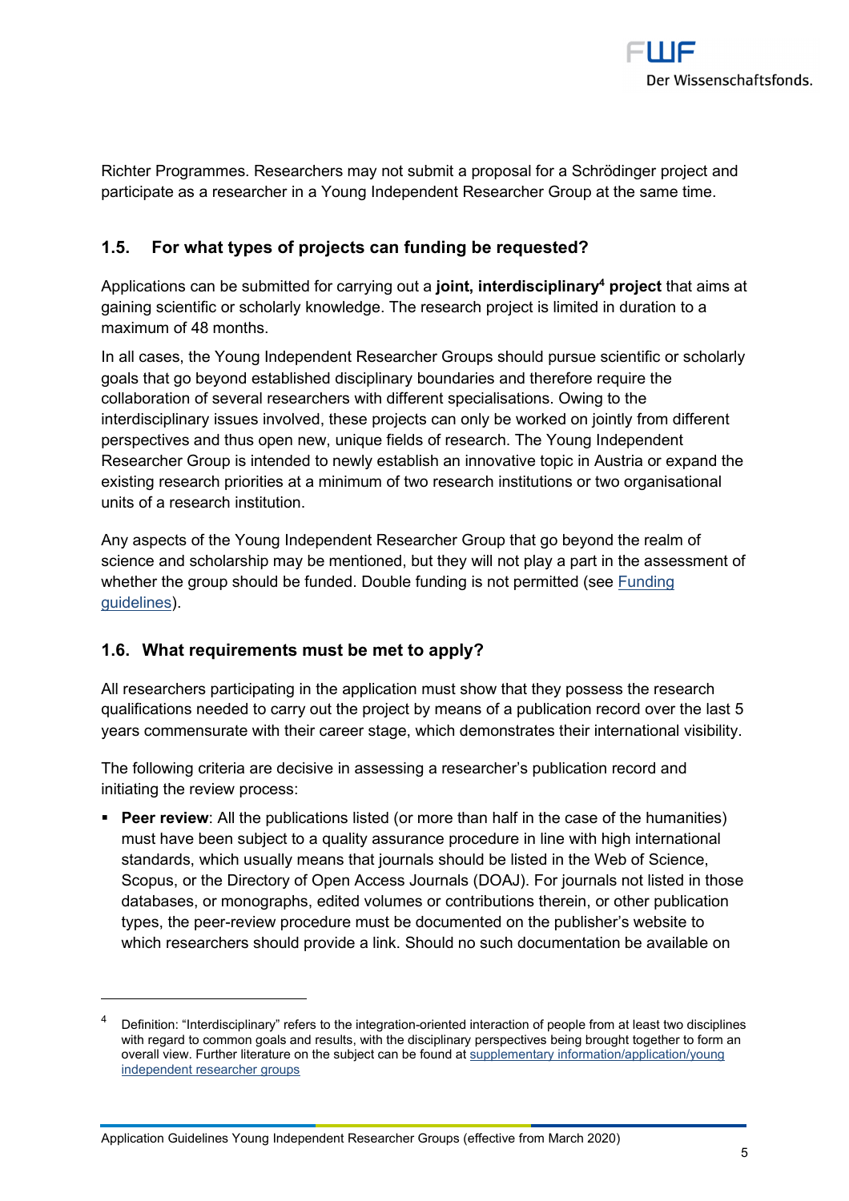Richter Programmes. Researchers may not submit a proposal for a Schrödinger project and participate as a researcher in a Young Independent Researcher Group at the same time.

### 1.5. For what types of projects can funding be requested?

Applications can be submitted for carrying out a **joint, interdisciplinary[4] project** that aims at gaining scientific or scholarly knowledge. The research project is limited in duration to a maximum of 48 months.

In all cases, the Young Independent Researcher Groups should pursue scientific or scholarly goals that go beyond established disciplinary boundaries and therefore require the collaboration of several researchers with different specialisations. Owing to the interdisciplinary issues involved, these projects can only be worked on jointly from different perspectives and thus open new, unique fields of research. The Young Independent Researcher Group is intended to newly establish an innovative topic in Austria or expand the existing research priorities at a minimum of two research institutions or two organisational units of a research institution.

Any aspects of the Young Independent Researcher Group that go beyond the realm of science and scholarship may be mentioned, but they will not play a part in the assessment of whether the group should be funded. Double funding is not permitted (see Funding guidelines).

### 1.6. What requirements must be met to apply?

All researchers participating in the application must show that they possess the research qualifications needed to carry out the project by means of a publication record over the last 5 years commensurate with their career stage, which demonstrates their international visibility.

The following criteria are decisive in assessing a researcher's publication record and initiating the review process:

- **Peer review**: All the publications listed (or more than half in the case of the humanities) must have been subject to a quality assurance procedure in line with high international standards, which usually means that journals should be listed in the Web of Science, Scopus, or the Directory of Open Access Journals (DOAJ). For journals not listed in those databases, or monographs, edited volumes or contributions therein, or other publication types, the peer-review procedure must be documented on the publisher's website to which researchers should provide a link. Should no such documentation be available on

---

[4] Definition: "Interdisciplinary" refers to the integration-oriented interaction of people from at least two disciplines with regard to common goals and results, with the disciplinary perspectives being brought together to form an overall view. Further literature on the subject can be found at supplementary information/application/young independent researcher groups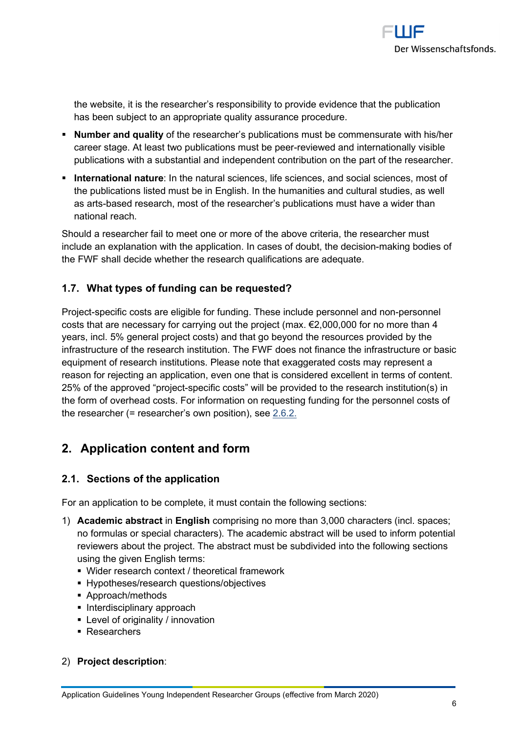the website, it is the researcher's responsibility to provide evidence that the publication has been subject to an appropriate quality assurance procedure.

- **Number and quality** of the researcher's publications must be commensurate with his/her career stage. At least two publications must be peer-reviewed and internationally visible publications with a substantial and independent contribution on the part of the researcher.
- **International nature**: In the natural sciences, life sciences, and social sciences, most of the publications listed must be in English. In the humanities and cultural studies, as well as arts-based research, most of the researcher's publications must have a wider than national reach.

Should a researcher fail to meet one or more of the above criteria, the researcher must include an explanation with the application. In cases of doubt, the decision-making bodies of the FWF shall decide whether the research qualifications are adequate.

### 1.7. What types of funding can be requested?

Project-specific costs are eligible for funding. These include personnel and non-personnel costs that are necessary for carrying out the project (max. €2,000,000 for no more than 4 years, incl. 5% general project costs) and that go beyond the resources provided by the infrastructure of the research institution. The FWF does not finance the infrastructure or basic equipment of research institutions. Please note that exaggerated costs may represent a reason for rejecting an application, even one that is considered excellent in terms of content. 25% of the approved "project-specific costs" will be provided to the research institution(s) in the form of overhead costs. For information on requesting funding for the personnel costs of the researcher (= researcher's own position), see 2.6.2.

## 2. Application content and form

### 2.1. Sections of the application

For an application to be complete, it must contain the following sections:

1) **Academic abstract** in **English** comprising no more than 3,000 characters (incl. spaces; no formulas or special characters). The academic abstract will be used to inform potential reviewers about the project. The abstract must be subdivided into the following sections using the given English terms:
   - Wider research context / theoretical framework
   - Hypotheses/research questions/objectives
   - Approach/methods
   - Interdisciplinary approach
   - Level of originality / innovation
   - Researchers

2) **Project description**: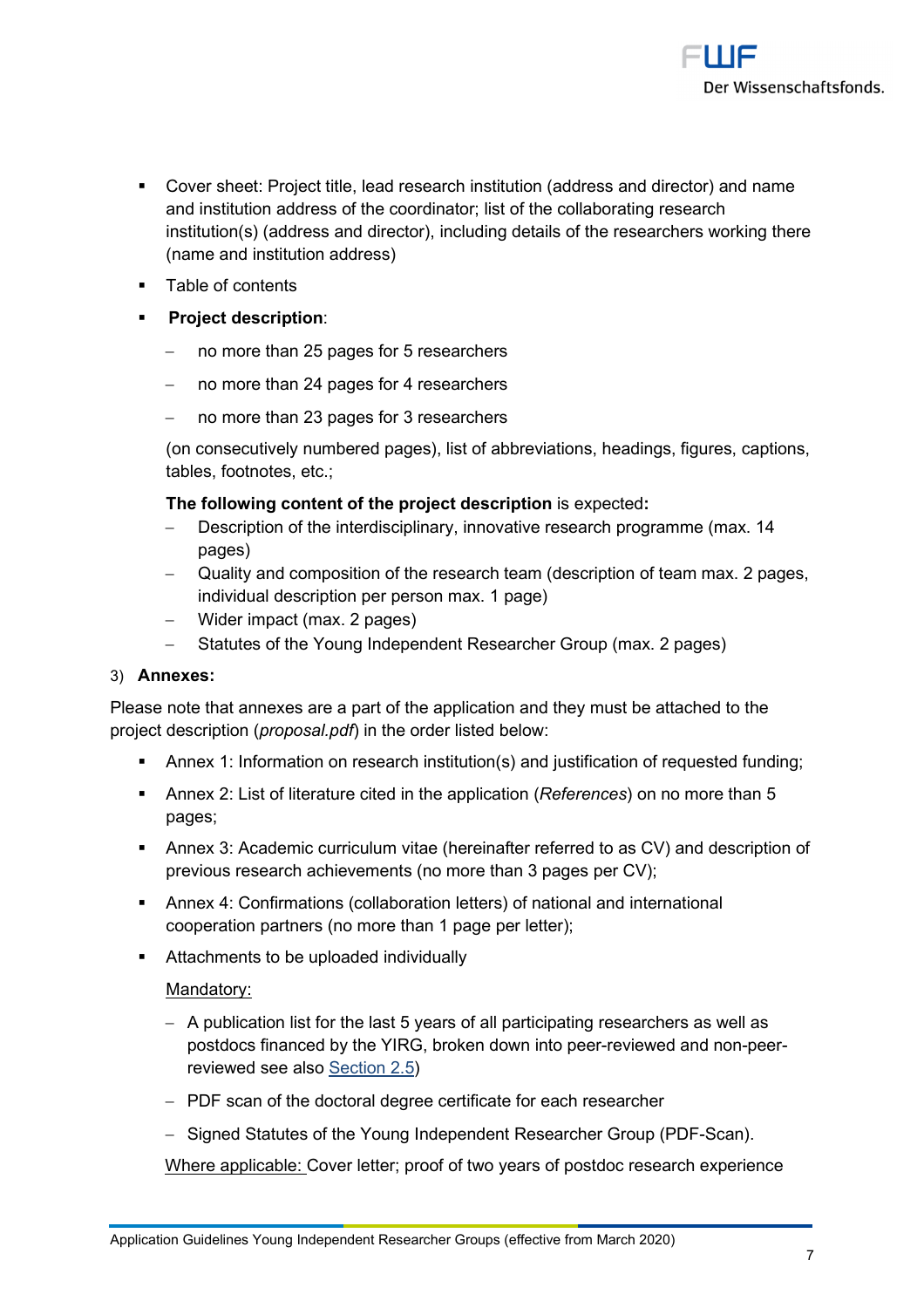- Cover sheet: Project title, lead research institution (address and director) and name and institution address of the coordinator; list of the collaborating research institution(s) (address and director), including details of the researchers working there (name and institution address)
- Table of contents
- **Project description**:
  - no more than 25 pages for 5 researchers
  - no more than 24 pages for 4 researchers
  - no more than 23 pages for 3 researchers

  (on consecutively numbered pages), list of abbreviations, headings, figures, captions, tables, footnotes, etc.;

  **The following content of the project description** is expected**:**
  - Description of the interdisciplinary, innovative research programme (max. 14 pages)
  - Quality and composition of the research team (description of team max. 2 pages, individual description per person max. 1 page)
  - Wider impact (max. 2 pages)
  - Statutes of the Young Independent Researcher Group (max. 2 pages)

3) **Annexes:**

Please note that annexes are a part of the application and they must be attached to the project description (*proposal.pdf*) in the order listed below:

- Annex 1: Information on research institution(s) and justification of requested funding;
- Annex 2: List of literature cited in the application (*References*) on no more than 5 pages;
- Annex 3: Academic curriculum vitae (hereinafter referred to as CV) and description of previous research achievements (no more than 3 pages per CV);
- Annex 4: Confirmations (collaboration letters) of national and international cooperation partners (no more than 1 page per letter);
- Attachments to be uploaded individually

  Mandatory:

  - A publication list for the last 5 years of all participating researchers as well as postdocs financed by the YIRG, broken down into peer-reviewed and non-peer-reviewed see also Section 2.5)
  - PDF scan of the doctoral degree certificate for each researcher
  - Signed Statutes of the Young Independent Researcher Group (PDF-Scan).

  Where applicable: Cover letter; proof of two years of postdoc research experience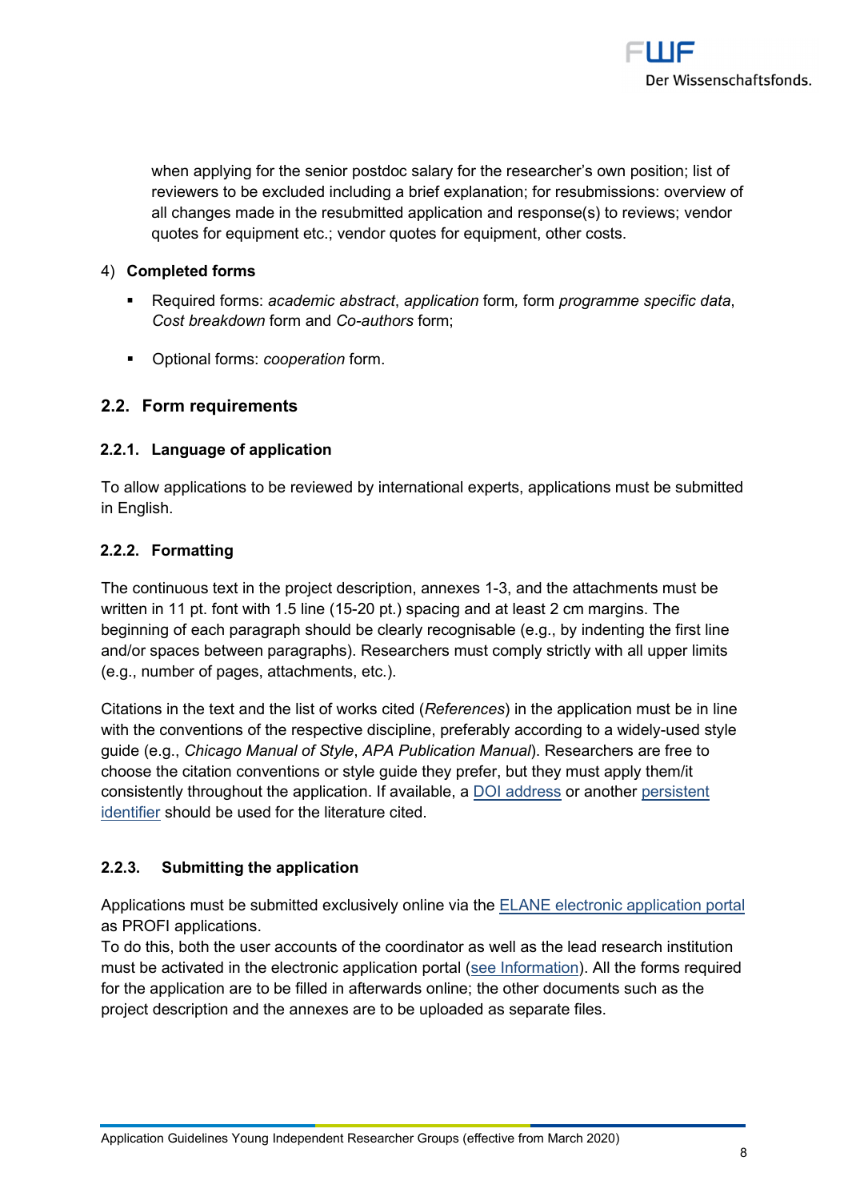when applying for the senior postdoc salary for the researcher's own position; list of reviewers to be excluded including a brief explanation; for resubmissions: overview of all changes made in the resubmitted application and response(s) to reviews; vendor quotes for equipment etc.; vendor quotes for equipment, other costs.

4) **Completed forms**

- Required forms: *academic abstract*, *application* form*,* form *programme specific data*, *Cost breakdown* form and *Co-authors* form;
- Optional forms: *cooperation* form.

## 2.2. Form requirements

### 2.2.1. Language of application

To allow applications to be reviewed by international experts, applications must be submitted in English.

### 2.2.2. Formatting

The continuous text in the project description, annexes 1-3, and the attachments must be written in 11 pt. font with 1.5 line (15-20 pt.) spacing and at least 2 cm margins. The beginning of each paragraph should be clearly recognisable (e.g., by indenting the first line and/or spaces between paragraphs). Researchers must comply strictly with all upper limits (e.g., number of pages, attachments, etc.).

Citations in the text and the list of works cited (*References*) in the application must be in line with the conventions of the respective discipline, preferably according to a widely-used style guide (e.g., *Chicago Manual of Style*, *APA Publication Manual*). Researchers are free to choose the citation conventions or style guide they prefer, but they must apply them/it consistently throughout the application. If available, a DOI address or another persistent identifier should be used for the literature cited.

### 2.2.3. Submitting the application

Applications must be submitted exclusively online via the ELANE electronic application portal as PROFI applications.
To do this, both the user accounts of the coordinator as well as the lead research institution must be activated in the electronic application portal (see Information). All the forms required for the application are to be filled in afterwards online; the other documents such as the project description and the annexes are to be uploaded as separate files.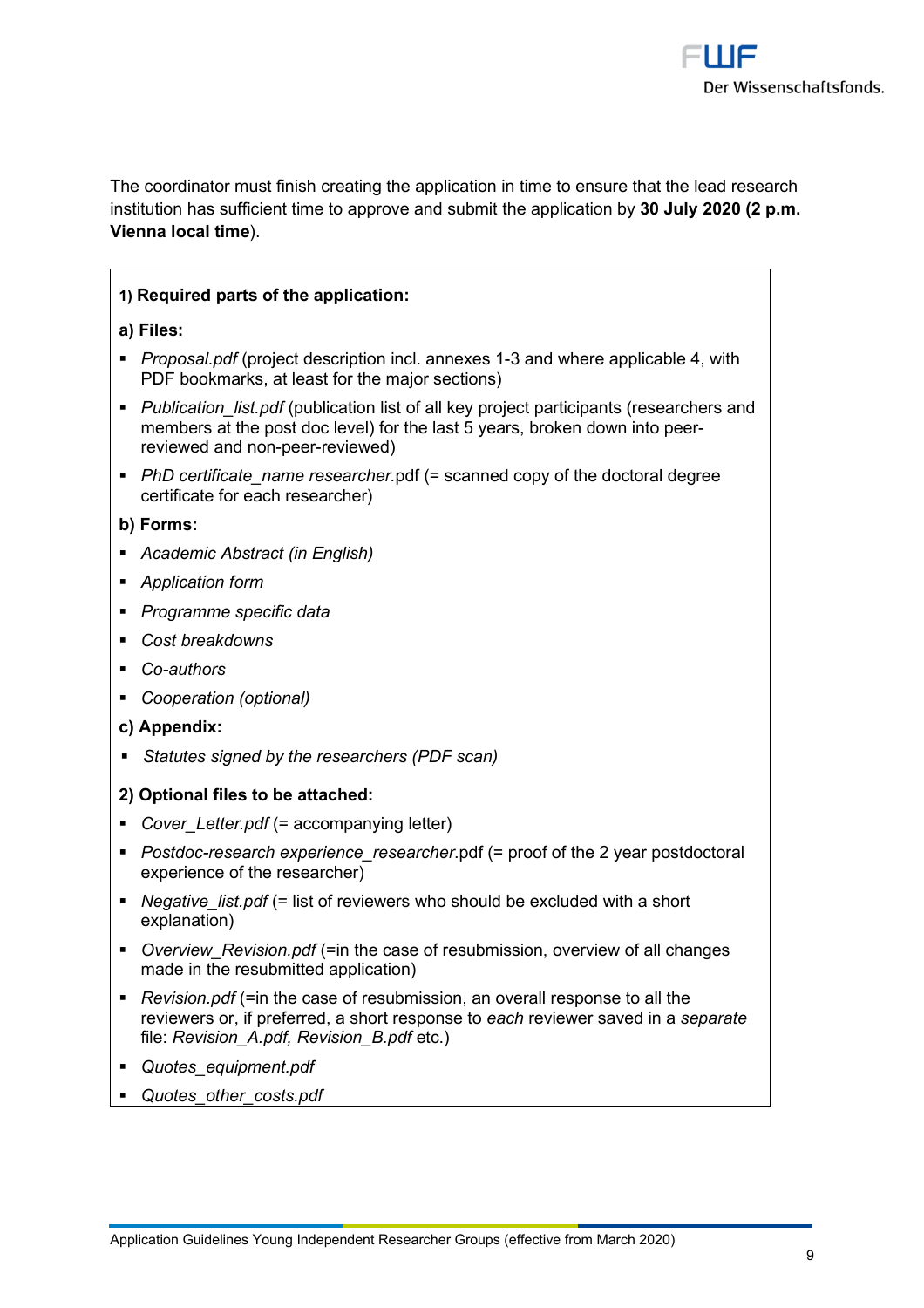The coordinator must finish creating the application in time to ensure that the lead research institution has sufficient time to approve and submit the application by **30 July 2020 (2 p.m. Vienna local time)**.

**1) Required parts of the application:**

**a) Files:**

- *Proposal.pdf* (project description incl. annexes 1-3 and where applicable 4, with PDF bookmarks, at least for the major sections)
- *Publication_list.pdf* (publication list of all key project participants (researchers and members at the post doc level) for the last 5 years, broken down into peer-reviewed and non-peer-reviewed)
- *PhD certificate_name researcher*.pdf (= scanned copy of the doctoral degree certificate for each researcher)

**b) Forms:**

- *Academic Abstract (in English)*
- *Application form*
- *Programme specific data*
- *Cost breakdowns*
- *Co-authors*
- *Cooperation (optional)*

**c) Appendix:**

- *Statutes signed by the researchers (PDF scan)*

**2) Optional files to be attached:**

- *Cover_Letter.pdf* (= accompanying letter)
- *Postdoc-research experience_researcher*.pdf (= proof of the 2 year postdoctoral experience of the researcher)
- *Negative_list.pdf* (= list of reviewers who should be excluded with a short explanation)
- *Overview_Revision.pdf* (=in the case of resubmission, overview of all changes made in the resubmitted application)
- *Revision.pdf* (=in the case of resubmission, an overall response to all the reviewers or, if preferred, a short response to *each* reviewer saved in a *separate* file: *Revision_A.pdf, Revision_B.pdf* etc.)
- *Quotes_equipment.pdf*
- *Quotes_other_costs.pdf*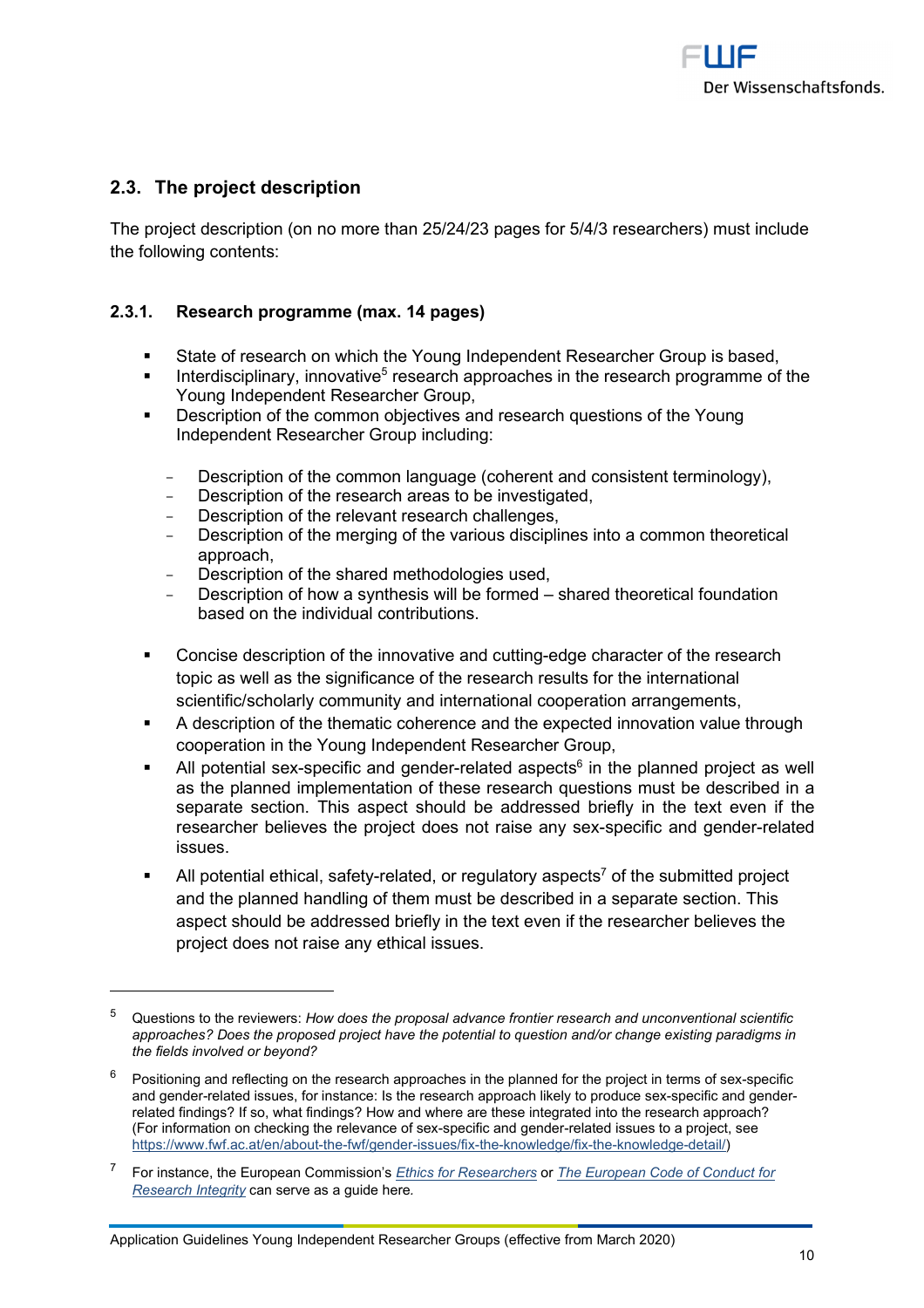## 2.3. The project description

The project description (on no more than 25/24/23 pages for 5/4/3 researchers) must include the following contents:

### 2.3.1. Research programme (max. 14 pages)

- State of research on which the Young Independent Researcher Group is based,
- Interdisciplinary, innovative[5] research approaches in the research programme of the Young Independent Researcher Group,
- Description of the common objectives and research questions of the Young Independent Researcher Group including:
  - Description of the common language (coherent and consistent terminology),
  - Description of the research areas to be investigated,
  - Description of the relevant research challenges,
  - Description of the merging of the various disciplines into a common theoretical approach,
  - Description of the shared methodologies used,
  - Description of how a synthesis will be formed – shared theoretical foundation based on the individual contributions.
- Concise description of the innovative and cutting-edge character of the research topic as well as the significance of the research results for the international scientific/scholarly community and international cooperation arrangements,
- A description of the thematic coherence and the expected innovation value through cooperation in the Young Independent Researcher Group,
- All potential sex-specific and gender-related aspects[6] in the planned project as well as the planned implementation of these research questions must be described in a separate section. This aspect should be addressed briefly in the text even if the researcher believes the project does not raise any sex-specific and gender-related issues.
- All potential ethical, safety-related, or regulatory aspects[7] of the submitted project and the planned handling of them must be described in a separate section. This aspect should be addressed briefly in the text even if the researcher believes the project does not raise any ethical issues.

---

[5] Questions to the reviewers: *How does the proposal advance frontier research and unconventional scientific approaches? Does the proposed project have the potential to question and/or change existing paradigms in the fields involved or beyond?*

[6] Positioning and reflecting on the research approaches in the planned for the project in terms of sex-specific and gender-related issues, for instance: Is the research approach likely to produce sex-specific and gender-related findings? If so, what findings? How and where are these integrated into the research approach? (For information on checking the relevance of sex-specific and gender-related issues to a project, see https://www.fwf.ac.at/en/about-the-fwf/gender-issues/fix-the-knowledge/fix-the-knowledge-detail/)

[7] For instance, the European Commission's *Ethics for Researchers* or *The European Code of Conduct for Research Integrity* can serve as a guide here.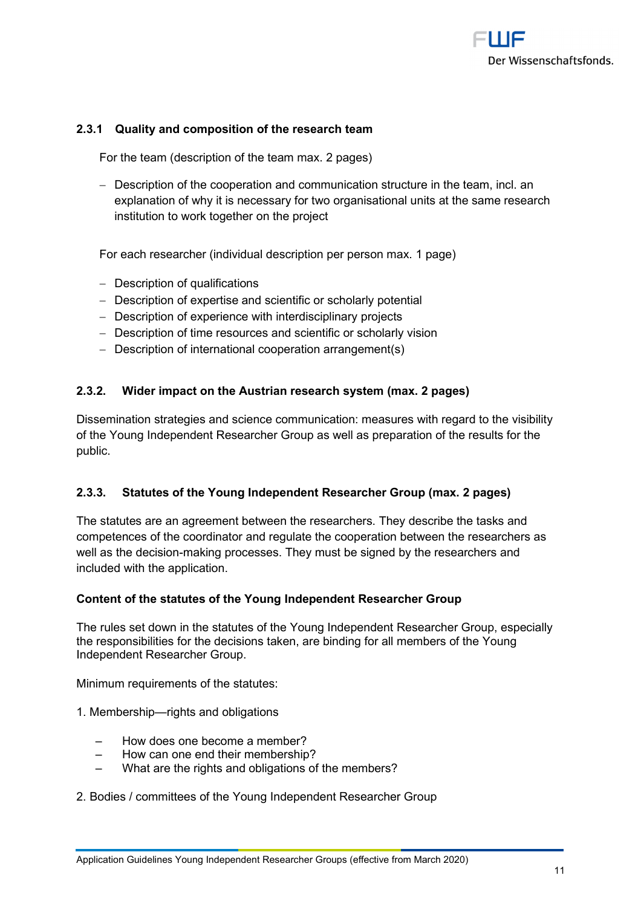### 2.3.1 Quality and composition of the research team

For the team (description of the team max. 2 pages)

- Description of the cooperation and communication structure in the team, incl. an explanation of why it is necessary for two organisational units at the same research institution to work together on the project

For each researcher (individual description per person max. 1 page)

- Description of qualifications
- Description of expertise and scientific or scholarly potential
- Description of experience with interdisciplinary projects
- Description of time resources and scientific or scholarly vision
- Description of international cooperation arrangement(s)

### 2.3.2. Wider impact on the Austrian research system (max. 2 pages)

Dissemination strategies and science communication: measures with regard to the visibility of the Young Independent Researcher Group as well as preparation of the results for the public.

### 2.3.3. Statutes of the Young Independent Researcher Group (max. 2 pages)

The statutes are an agreement between the researchers. They describe the tasks and competences of the coordinator and regulate the cooperation between the researchers as well as the decision-making processes. They must be signed by the researchers and included with the application.

**Content of the statutes of the Young Independent Researcher Group**

The rules set down in the statutes of the Young Independent Researcher Group, especially the responsibilities for the decisions taken, are binding for all members of the Young Independent Researcher Group.

Minimum requirements of the statutes:

1. Membership—rights and obligations

   - How does one become a member?
   - How can one end their membership?
   - What are the rights and obligations of the members?

2. Bodies / committees of the Young Independent Researcher Group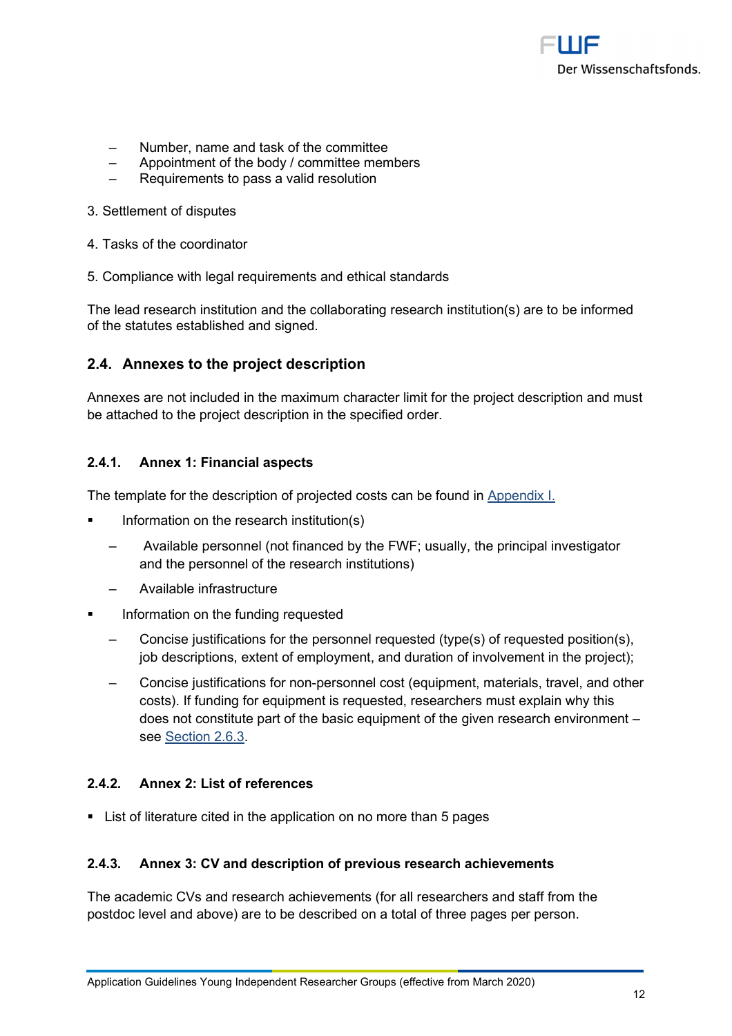- Number, name and task of the committee
- Appointment of the body / committee members
- Requirements to pass a valid resolution

3. Settlement of disputes

4. Tasks of the coordinator

5. Compliance with legal requirements and ethical standards

The lead research institution and the collaborating research institution(s) are to be informed of the statutes established and signed.

## 2.4. Annexes to the project description

Annexes are not included in the maximum character limit for the project description and must be attached to the project description in the specified order.

### 2.4.1. Annex 1: Financial aspects

The template for the description of projected costs can be found in Appendix I.

- Information on the research institution(s)
  - Available personnel (not financed by the FWF; usually, the principal investigator and the personnel of the research institutions)
  - Available infrastructure
- Information on the funding requested
  - Concise justifications for the personnel requested (type(s) of requested position(s), job descriptions, extent of employment, and duration of involvement in the project);
  - Concise justifications for non-personnel cost (equipment, materials, travel, and other costs). If funding for equipment is requested, researchers must explain why this does not constitute part of the basic equipment of the given research environment – see Section 2.6.3.

### 2.4.2. Annex 2: List of references

- List of literature cited in the application on no more than 5 pages

### 2.4.3. Annex 3: CV and description of previous research achievements

The academic CVs and research achievements (for all researchers and staff from the postdoc level and above) are to be described on a total of three pages per person.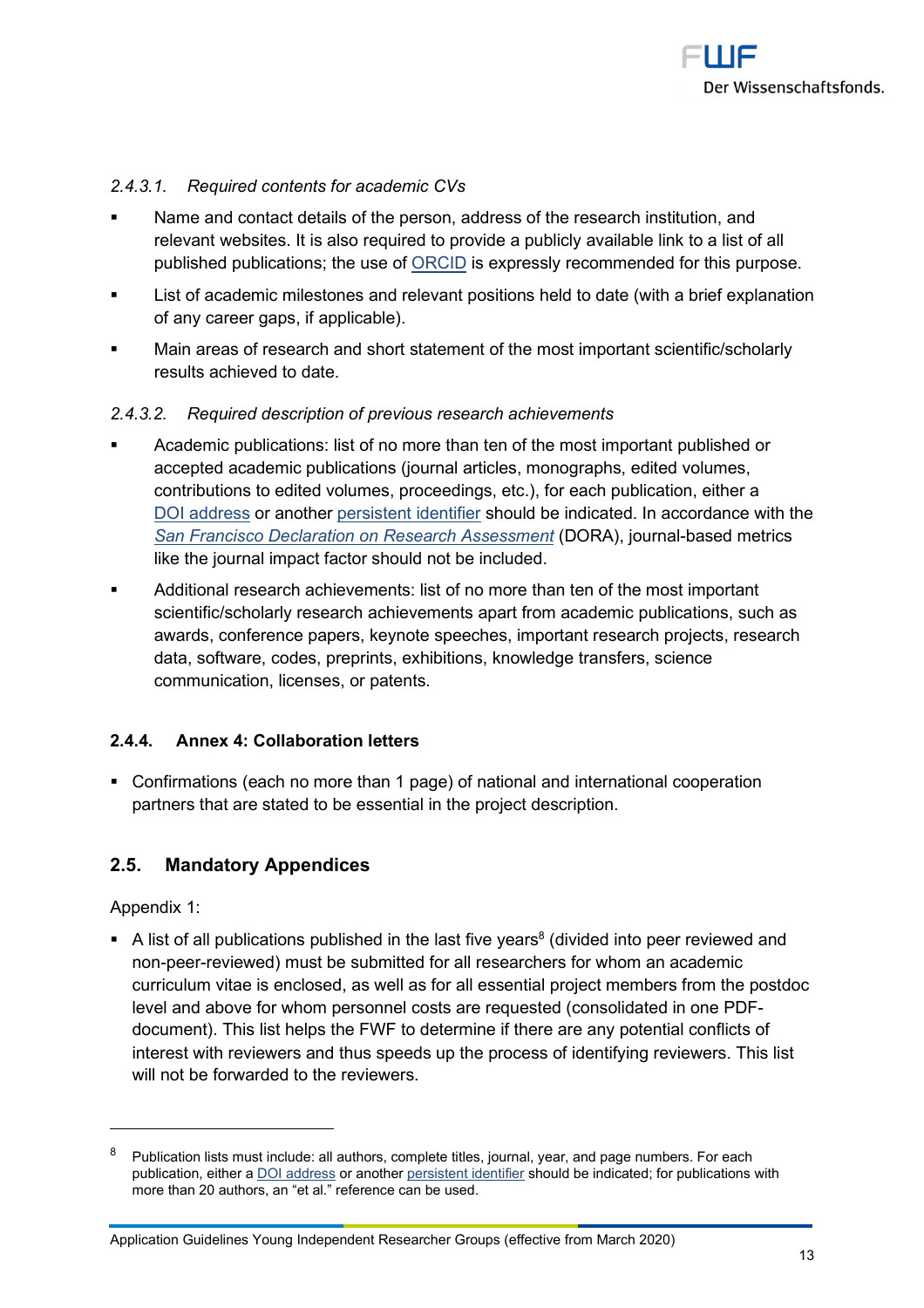*2.4.3.1. Required contents for academic CVs*

- Name and contact details of the person, address of the research institution, and relevant websites. It is also required to provide a publicly available link to a list of all published publications; the use of ORCID is expressly recommended for this purpose.
- List of academic milestones and relevant positions held to date (with a brief explanation of any career gaps, if applicable).
- Main areas of research and short statement of the most important scientific/scholarly results achieved to date.

*2.4.3.2. Required description of previous research achievements*

- Academic publications: list of no more than ten of the most important published or accepted academic publications (journal articles, monographs, edited volumes, contributions to edited volumes, proceedings, etc.), for each publication, either a DOI address or another persistent identifier should be indicated. In accordance with the *San Francisco Declaration on Research Assessment* (DORA), journal-based metrics like the journal impact factor should not be included.
- Additional research achievements: list of no more than ten of the most important scientific/scholarly research achievements apart from academic publications, such as awards, conference papers, keynote speeches, important research projects, research data, software, codes, preprints, exhibitions, knowledge transfers, science communication, licenses, or patents.

#### 2.4.4. Annex 4: Collaboration letters

- Confirmations (each no more than 1 page) of national and international cooperation partners that are stated to be essential in the project description.

### 2.5. Mandatory Appendices

Appendix 1:

- A list of all publications published in the last five years[8] (divided into peer reviewed and non-peer-reviewed) must be submitted for all researchers for whom an academic curriculum vitae is enclosed, as well as for all essential project members from the postdoc level and above for whom personnel costs are requested (consolidated in one PDF-document). This list helps the FWF to determine if there are any potential conflicts of interest with reviewers and thus speeds up the process of identifying reviewers. This list will not be forwarded to the reviewers.

---

[8] Publication lists must include: all authors, complete titles, journal, year, and page numbers. For each publication, either a DOI address or another persistent identifier should be indicated; for publications with more than 20 authors, an "et al." reference can be used.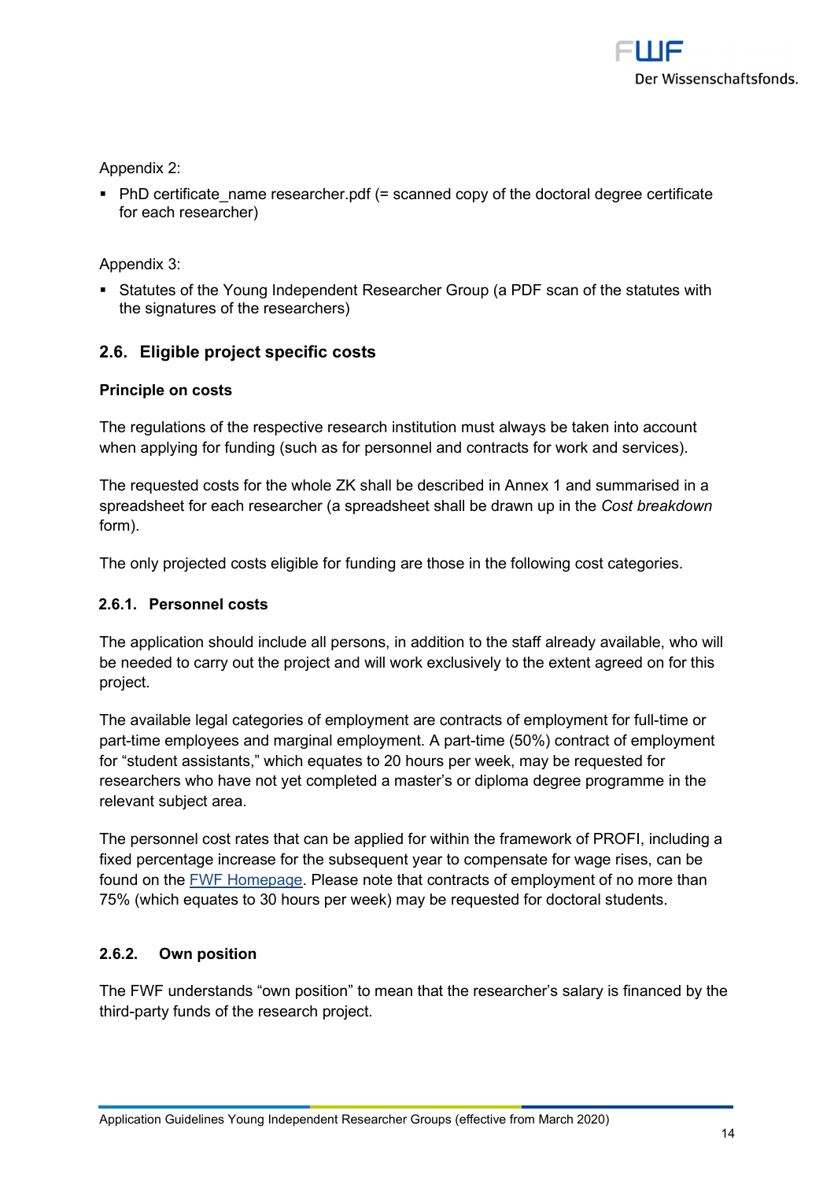Appendix 2:

- PhD certificate_name researcher.pdf (= scanned copy of the doctoral degree certificate for each researcher)

Appendix 3:

- Statutes of the Young Independent Researcher Group (a PDF scan of the statutes with the signatures of the researchers)

## 2.6. Eligible project specific costs

**Principle on costs**

The regulations of the respective research institution must always be taken into account when applying for funding (such as for personnel and contracts for work and services).

The requested costs for the whole ZK shall be described in Annex 1 and summarised in a spreadsheet for each researcher (a spreadsheet shall be drawn up in the *Cost breakdown* form).

The only projected costs eligible for funding are those in the following cost categories.

### 2.6.1. Personnel costs

The application should include all persons, in addition to the staff already available, who will be needed to carry out the project and will work exclusively to the extent agreed on for this project.

The available legal categories of employment are contracts of employment for full-time or part-time employees and marginal employment. A part-time (50%) contract of employment for "student assistants," which equates to 20 hours per week, may be requested for researchers who have not yet completed a master's or diploma degree programme in the relevant subject area.

The personnel cost rates that can be applied for within the framework of PROFI, including a fixed percentage increase for the subsequent year to compensate for wage rises, can be found on the [FWF Homepage](). Please note that contracts of employment of no more than 75% (which equates to 30 hours per week) may be requested for doctoral students.

### 2.6.2. Own position

The FWF understands "own position" to mean that the researcher's salary is financed by the third-party funds of the research project.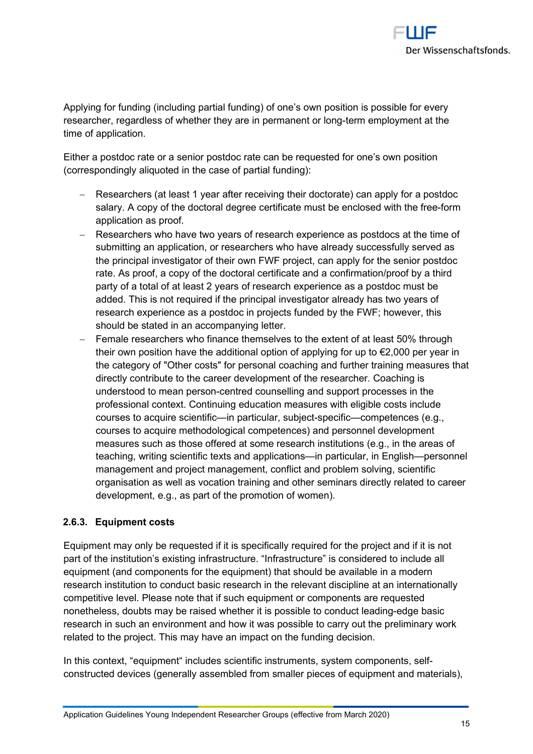Applying for funding (including partial funding) of one's own position is possible for every researcher, regardless of whether they are in permanent or long-term employment at the time of application.

Either a postdoc rate or a senior postdoc rate can be requested for one's own position (correspondingly aliquoted in the case of partial funding):

- Researchers (at least 1 year after receiving their doctorate) can apply for a postdoc salary. A copy of the doctoral degree certificate must be enclosed with the free-form application as proof.
- Researchers who have two years of research experience as postdocs at the time of submitting an application, or researchers who have already successfully served as the principal investigator of their own FWF project, can apply for the senior postdoc rate. As proof, a copy of the doctoral certificate and a confirmation/proof by a third party of a total of at least 2 years of research experience as a postdoc must be added. This is not required if the principal investigator already has two years of research experience as a postdoc in projects funded by the FWF; however, this should be stated in an accompanying letter.
- Female researchers who finance themselves to the extent of at least 50% through their own position have the additional option of applying for up to €2,000 per year in the category of "Other costs" for personal coaching and further training measures that directly contribute to the career development of the researcher. Coaching is understood to mean person-centred counselling and support processes in the professional context. Continuing education measures with eligible costs include courses to acquire scientific—in particular, subject-specific—competences (e.g., courses to acquire methodological competences) and personnel development measures such as those offered at some research institutions (e.g., in the areas of teaching, writing scientific texts and applications—in particular, in English—personnel management and project management, conflict and problem solving, scientific organisation as well as vocation training and other seminars directly related to career development, e.g., as part of the promotion of women).

#### 2.6.3. Equipment costs

Equipment may only be requested if it is specifically required for the project and if it is not part of the institution's existing infrastructure. "Infrastructure" is considered to include all equipment (and components for the equipment) that should be available in a modern research institution to conduct basic research in the relevant discipline at an internationally competitive level. Please note that if such equipment or components are requested nonetheless, doubts may be raised whether it is possible to conduct leading-edge basic research in such an environment and how it was possible to carry out the preliminary work related to the project. This may have an impact on the funding decision.

In this context, "equipment" includes scientific instruments, system components, self-constructed devices (generally assembled from smaller pieces of equipment and materials),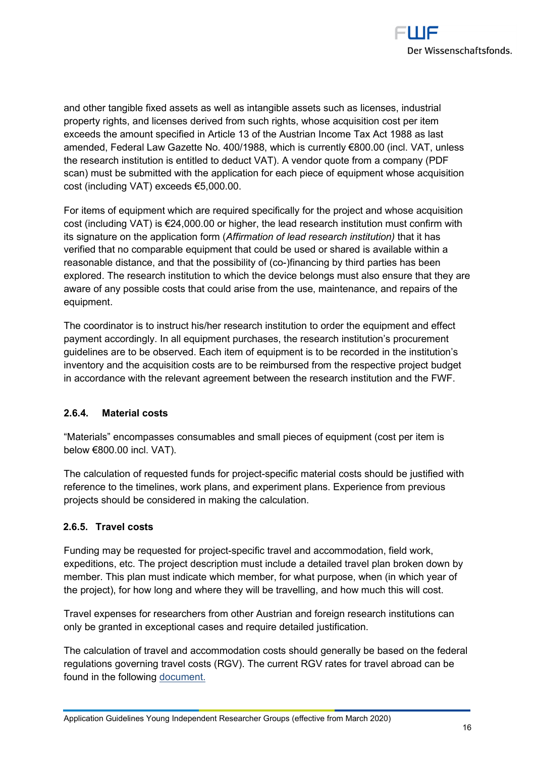and other tangible fixed assets as well as intangible assets such as licenses, industrial property rights, and licenses derived from such rights, whose acquisition cost per item exceeds the amount specified in Article 13 of the Austrian Income Tax Act 1988 as last amended, Federal Law Gazette No. 400/1988, which is currently €800.00 (incl. VAT, unless the research institution is entitled to deduct VAT). A vendor quote from a company (PDF scan) must be submitted with the application for each piece of equipment whose acquisition cost (including VAT) exceeds €5,000.00.

For items of equipment which are required specifically for the project and whose acquisition cost (including VAT) is €24,000.00 or higher, the lead research institution must confirm with its signature on the application form (*Affirmation of lead research institution)* that it has verified that no comparable equipment that could be used or shared is available within a reasonable distance, and that the possibility of (co-)financing by third parties has been explored. The research institution to which the device belongs must also ensure that they are aware of any possible costs that could arise from the use, maintenance, and repairs of the equipment.

The coordinator is to instruct his/her research institution to order the equipment and effect payment accordingly. In all equipment purchases, the research institution's procurement guidelines are to be observed. Each item of equipment is to be recorded in the institution's inventory and the acquisition costs are to be reimbursed from the respective project budget in accordance with the relevant agreement between the research institution and the FWF.

### 2.6.4. Material costs

"Materials" encompasses consumables and small pieces of equipment (cost per item is below €800.00 incl. VAT).

The calculation of requested funds for project-specific material costs should be justified with reference to the timelines, work plans, and experiment plans. Experience from previous projects should be considered in making the calculation.

### 2.6.5. Travel costs

Funding may be requested for project-specific travel and accommodation, field work, expeditions, etc. The project description must include a detailed travel plan broken down by member. This plan must indicate which member, for what purpose, when (in which year of the project), for how long and where they will be travelling, and how much this will cost.

Travel expenses for researchers from other Austrian and foreign research institutions can only be granted in exceptional cases and require detailed justification.

The calculation of travel and accommodation costs should generally be based on the federal regulations governing travel costs (RGV). The current RGV rates for travel abroad can be found in the following document.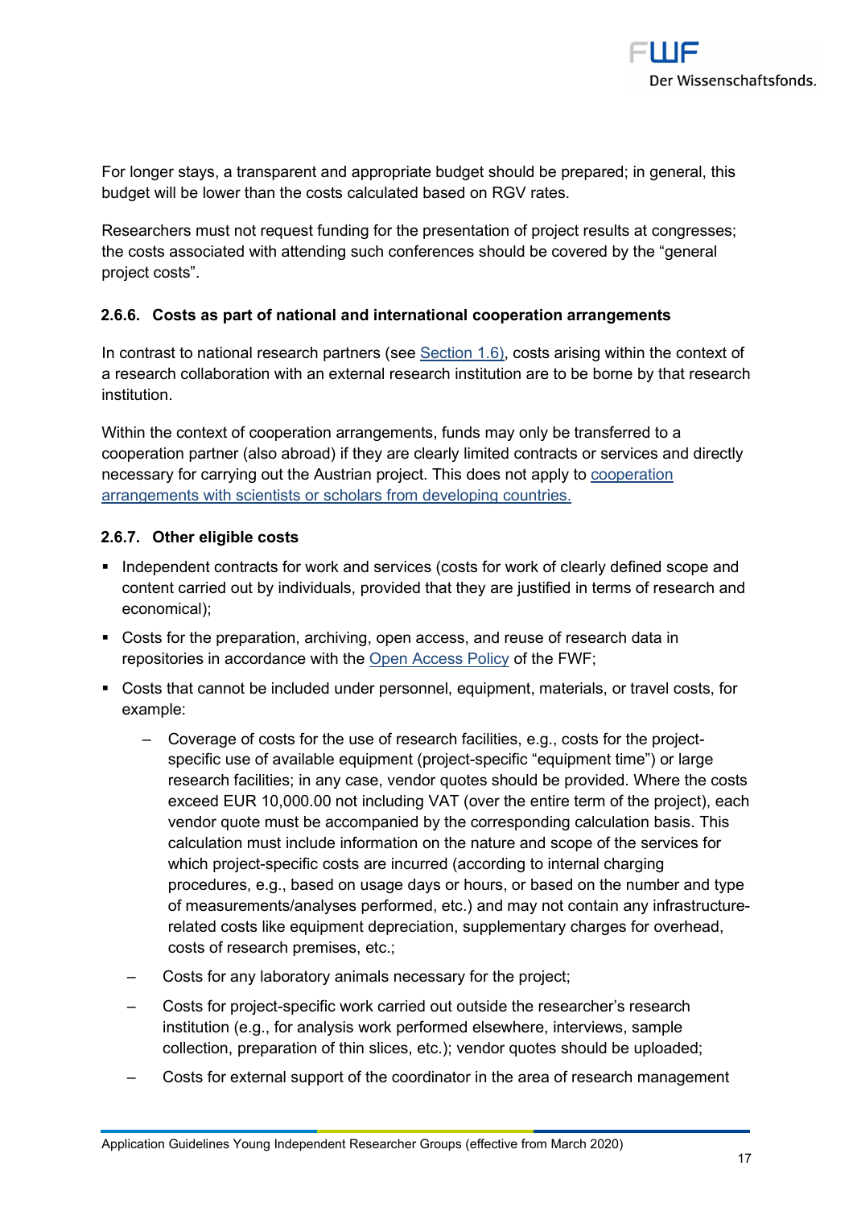For longer stays, a transparent and appropriate budget should be prepared; in general, this budget will be lower than the costs calculated based on RGV rates.

Researchers must not request funding for the presentation of project results at congresses; the costs associated with attending such conferences should be covered by the "general project costs".

### 2.6.6. Costs as part of national and international cooperation arrangements

In contrast to national research partners (see Section 1.6), costs arising within the context of a research collaboration with an external research institution are to be borne by that research institution.

Within the context of cooperation arrangements, funds may only be transferred to a cooperation partner (also abroad) if they are clearly limited contracts or services and directly necessary for carrying out the Austrian project. This does not apply to cooperation arrangements with scientists or scholars from developing countries.

### 2.6.7. Other eligible costs

- Independent contracts for work and services (costs for work of clearly defined scope and content carried out by individuals, provided that they are justified in terms of research and economical);
- Costs for the preparation, archiving, open access, and reuse of research data in repositories in accordance with the Open Access Policy of the FWF;
- Costs that cannot be included under personnel, equipment, materials, or travel costs, for example:
  - Coverage of costs for the use of research facilities, e.g., costs for the project-specific use of available equipment (project-specific "equipment time") or large research facilities; in any case, vendor quotes should be provided. Where the costs exceed EUR 10,000.00 not including VAT (over the entire term of the project), each vendor quote must be accompanied by the corresponding calculation basis. This calculation must include information on the nature and scope of the services for which project-specific costs are incurred (according to internal charging procedures, e.g., based on usage days or hours, or based on the number and type of measurements/analyses performed, etc.) and may not contain any infrastructure-related costs like equipment depreciation, supplementary charges for overhead, costs of research premises, etc.;
  - Costs for any laboratory animals necessary for the project;
  - Costs for project-specific work carried out outside the researcher's research institution (e.g., for analysis work performed elsewhere, interviews, sample collection, preparation of thin slices, etc.); vendor quotes should be uploaded;
  - Costs for external support of the coordinator in the area of research management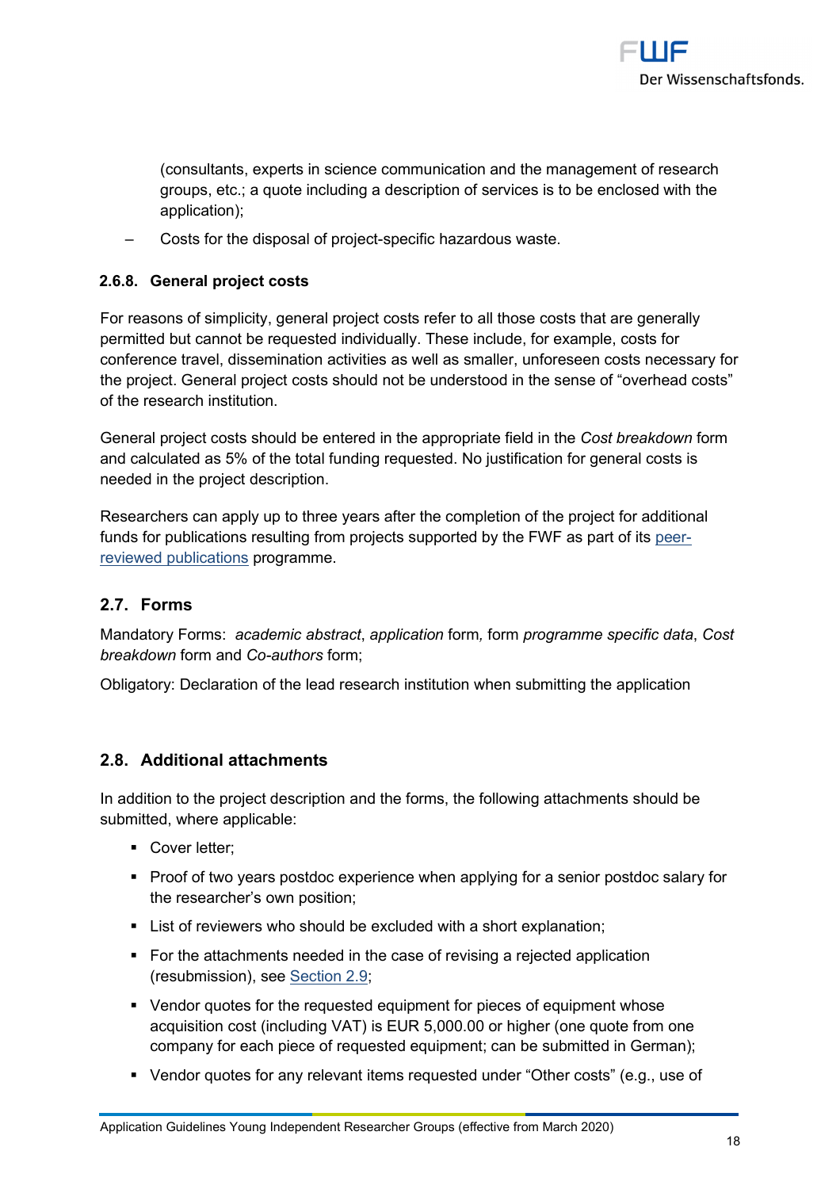(consultants, experts in science communication and the management of research groups, etc.; a quote including a description of services is to be enclosed with the application);

– Costs for the disposal of project-specific hazardous waste.

#### 2.6.8. General project costs

For reasons of simplicity, general project costs refer to all those costs that are generally permitted but cannot be requested individually. These include, for example, costs for conference travel, dissemination activities as well as smaller, unforeseen costs necessary for the project. General project costs should not be understood in the sense of "overhead costs" of the research institution.

General project costs should be entered in the appropriate field in the *Cost breakdown* form and calculated as 5% of the total funding requested. No justification for general costs is needed in the project description.

Researchers can apply up to three years after the completion of the project for additional funds for publications resulting from projects supported by the FWF as part of its peer-reviewed publications programme.

### 2.7. Forms

Mandatory Forms: *academic abstract*, *application* form*,* form *programme specific data*, *Cost breakdown* form and *Co-authors* form;

Obligatory: Declaration of the lead research institution when submitting the application

### 2.8. Additional attachments

In addition to the project description and the forms, the following attachments should be submitted, where applicable:

- Cover letter;
- Proof of two years postdoc experience when applying for a senior postdoc salary for the researcher's own position;
- List of reviewers who should be excluded with a short explanation;
- For the attachments needed in the case of revising a rejected application (resubmission), see Section 2.9;
- Vendor quotes for the requested equipment for pieces of equipment whose acquisition cost (including VAT) is EUR 5,000.00 or higher (one quote from one company for each piece of requested equipment; can be submitted in German);
- Vendor quotes for any relevant items requested under "Other costs" (e.g., use of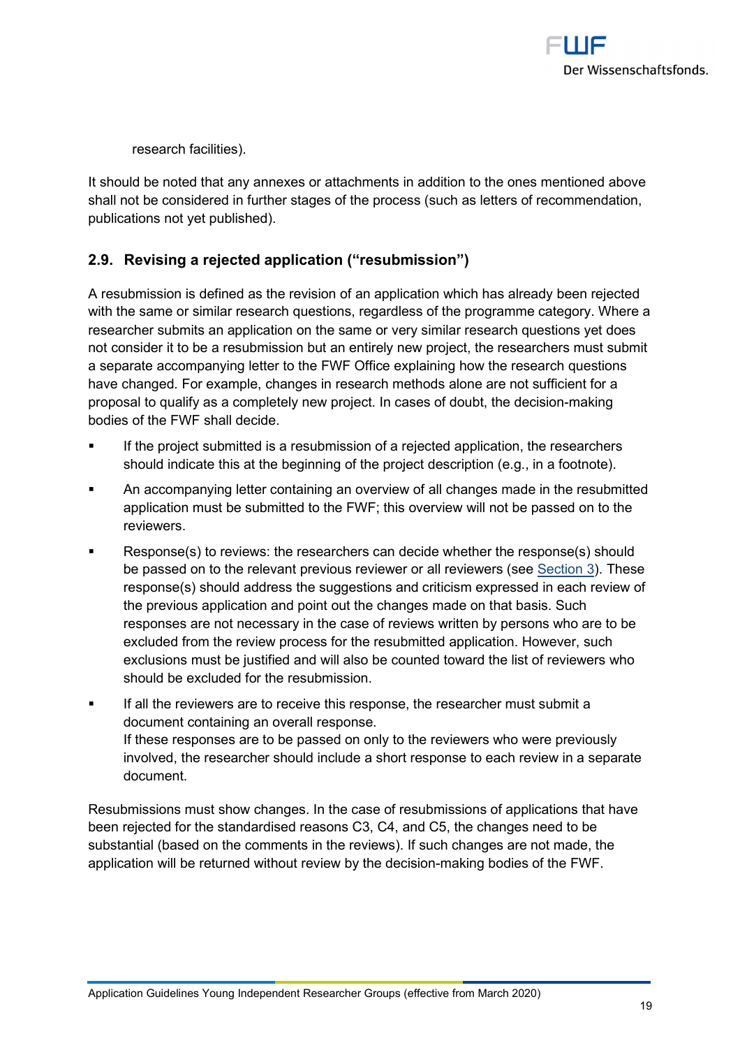research facilities).

It should be noted that any annexes or attachments in addition to the ones mentioned above shall not be considered in further stages of the process (such as letters of recommendation, publications not yet published).

## 2.9. Revising a rejected application ("resubmission")

A resubmission is defined as the revision of an application which has already been rejected with the same or similar research questions, regardless of the programme category. Where a researcher submits an application on the same or very similar research questions yet does not consider it to be a resubmission but an entirely new project, the researchers must submit a separate accompanying letter to the FWF Office explaining how the research questions have changed. For example, changes in research methods alone are not sufficient for a proposal to qualify as a completely new project. In cases of doubt, the decision-making bodies of the FWF shall decide.

- If the project submitted is a resubmission of a rejected application, the researchers should indicate this at the beginning of the project description (e.g., in a footnote).
- An accompanying letter containing an overview of all changes made in the resubmitted application must be submitted to the FWF; this overview will not be passed on to the reviewers.
- Response(s) to reviews: the researchers can decide whether the response(s) should be passed on to the relevant previous reviewer or all reviewers (see Section 3). These response(s) should address the suggestions and criticism expressed in each review of the previous application and point out the changes made on that basis. Such responses are not necessary in the case of reviews written by persons who are to be excluded from the review process for the resubmitted application. However, such exclusions must be justified and will also be counted toward the list of reviewers who should be excluded for the resubmission.
- If all the reviewers are to receive this response, the researcher must submit a document containing an overall response.
  If these responses are to be passed on only to the reviewers who were previously involved, the researcher should include a short response to each review in a separate document.

Resubmissions must show changes. In the case of resubmissions of applications that have been rejected for the standardised reasons C3, C4, and C5, the changes need to be substantial (based on the comments in the reviews). If such changes are not made, the application will be returned without review by the decision-making bodies of the FWF.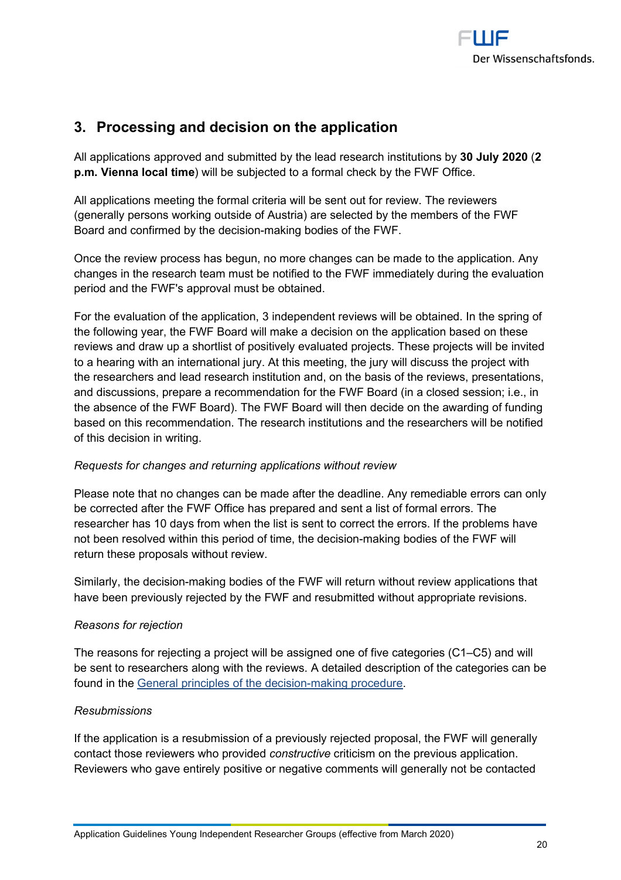## 3. Processing and decision on the application

All applications approved and submitted by the lead research institutions by **30 July 2020** (**2 p.m. Vienna local time**) will be subjected to a formal check by the FWF Office.

All applications meeting the formal criteria will be sent out for review. The reviewers (generally persons working outside of Austria) are selected by the members of the FWF Board and confirmed by the decision-making bodies of the FWF.

Once the review process has begun, no more changes can be made to the application. Any changes in the research team must be notified to the FWF immediately during the evaluation period and the FWF's approval must be obtained.

For the evaluation of the application, 3 independent reviews will be obtained. In the spring of the following year, the FWF Board will make a decision on the application based on these reviews and draw up a shortlist of positively evaluated projects. These projects will be invited to a hearing with an international jury. At this meeting, the jury will discuss the project with the researchers and lead research institution and, on the basis of the reviews, presentations, and discussions, prepare a recommendation for the FWF Board (in a closed session; i.e., in the absence of the FWF Board). The FWF Board will then decide on the awarding of funding based on this recommendation. The research institutions and the researchers will be notified of this decision in writing.

*Requests for changes and returning applications without review*

Please note that no changes can be made after the deadline. Any remediable errors can only be corrected after the FWF Office has prepared and sent a list of formal errors. The researcher has 10 days from when the list is sent to correct the errors. If the problems have not been resolved within this period of time, the decision-making bodies of the FWF will return these proposals without review.

Similarly, the decision-making bodies of the FWF will return without review applications that have been previously rejected by the FWF and resubmitted without appropriate revisions.

*Reasons for rejection*

The reasons for rejecting a project will be assigned one of five categories (C1–C5) and will be sent to researchers along with the reviews. A detailed description of the categories can be found in the General principles of the decision-making procedure.

*Resubmissions*

If the application is a resubmission of a previously rejected proposal, the FWF will generally contact those reviewers who provided *constructive* criticism on the previous application. Reviewers who gave entirely positive or negative comments will generally not be contacted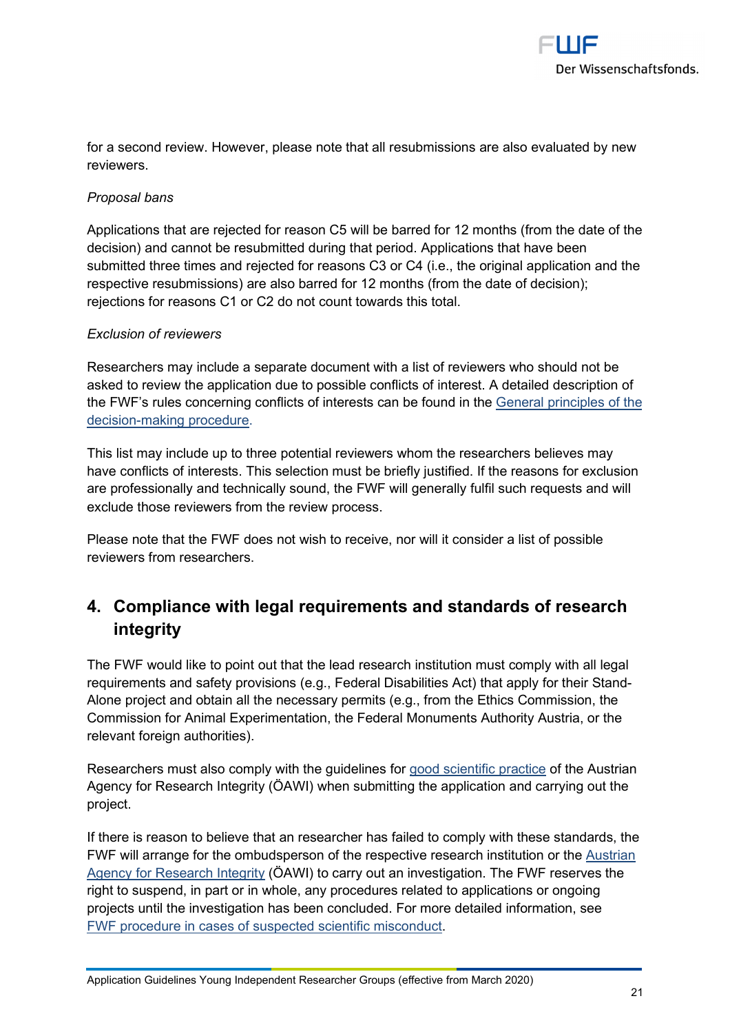for a second review. However, please note that all resubmissions are also evaluated by new reviewers.

*Proposal bans*

Applications that are rejected for reason C5 will be barred for 12 months (from the date of the decision) and cannot be resubmitted during that period. Applications that have been submitted three times and rejected for reasons C3 or C4 (i.e., the original application and the respective resubmissions) are also barred for 12 months (from the date of decision); rejections for reasons C1 or C2 do not count towards this total.

*Exclusion of reviewers*

Researchers may include a separate document with a list of reviewers who should not be asked to review the application due to possible conflicts of interest. A detailed description of the FWF's rules concerning conflicts of interests can be found in the General principles of the decision-making procedure.

This list may include up to three potential reviewers whom the researchers believes may have conflicts of interests. This selection must be briefly justified. If the reasons for exclusion are professionally and technically sound, the FWF will generally fulfil such requests and will exclude those reviewers from the review process.

Please note that the FWF does not wish to receive, nor will it consider a list of possible reviewers from researchers.

## 4. Compliance with legal requirements and standards of research integrity

The FWF would like to point out that the lead research institution must comply with all legal requirements and safety provisions (e.g., Federal Disabilities Act) that apply for their Stand-Alone project and obtain all the necessary permits (e.g., from the Ethics Commission, the Commission for Animal Experimentation, the Federal Monuments Authority Austria, or the relevant foreign authorities).

Researchers must also comply with the guidelines for good scientific practice of the Austrian Agency for Research Integrity (ÖAWI) when submitting the application and carrying out the project.

If there is reason to believe that an researcher has failed to comply with these standards, the FWF will arrange for the ombudsperson of the respective research institution or the Austrian Agency for Research Integrity (ÖAWI) to carry out an investigation. The FWF reserves the right to suspend, in part or in whole, any procedures related to applications or ongoing projects until the investigation has been concluded. For more detailed information, see FWF procedure in cases of suspected scientific misconduct.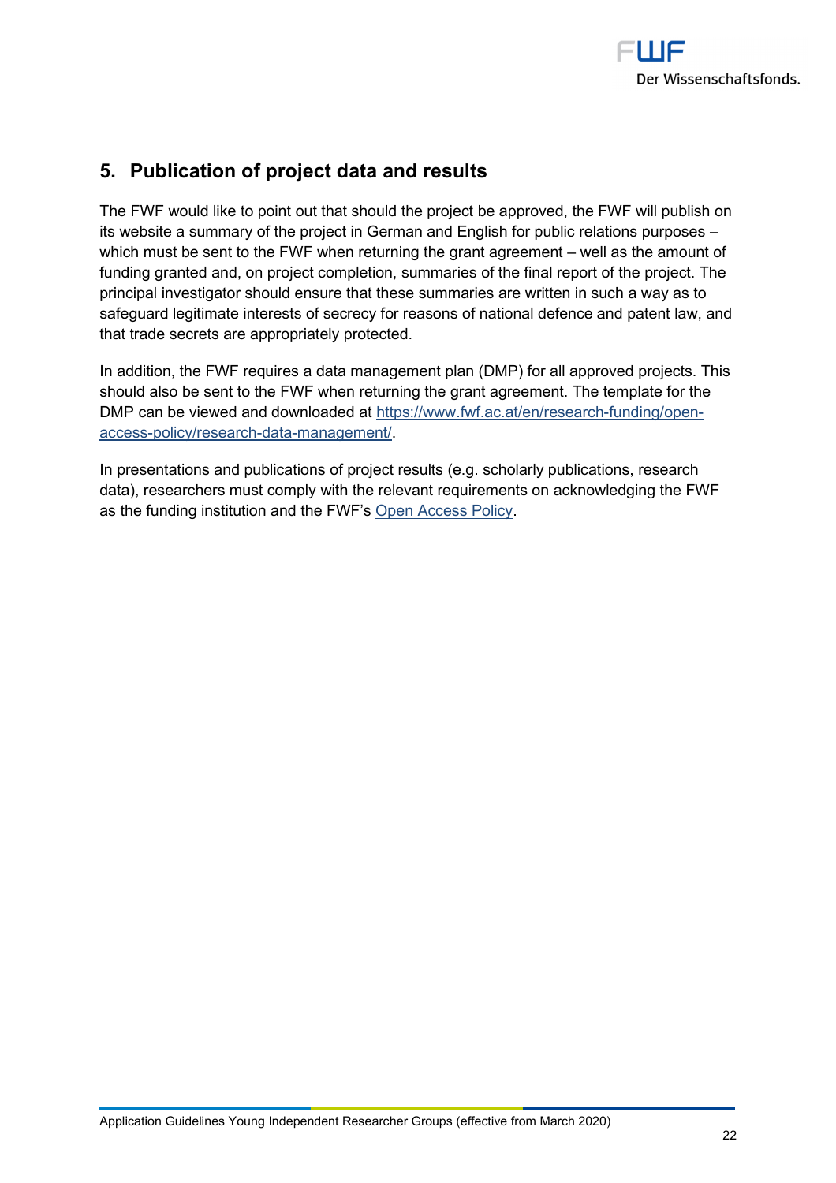## 5. Publication of project data and results

The FWF would like to point out that should the project be approved, the FWF will publish on its website a summary of the project in German and English for public relations purposes – which must be sent to the FWF when returning the grant agreement – well as the amount of funding granted and, on project completion, summaries of the final report of the project. The principal investigator should ensure that these summaries are written in such a way as to safeguard legitimate interests of secrecy for reasons of national defence and patent law, and that trade secrets are appropriately protected.

In addition, the FWF requires a data management plan (DMP) for all approved projects. This should also be sent to the FWF when returning the grant agreement. The template for the DMP can be viewed and downloaded at [https://www.fwf.ac.at/en/research-funding/open-access-policy/research-data-management/](https://www.fwf.ac.at/en/research-funding/open-access-policy/research-data-management/).

In presentations and publications of project results (e.g. scholarly publications, research data), researchers must comply with the relevant requirements on acknowledging the FWF as the funding institution and the FWF's Open Access Policy.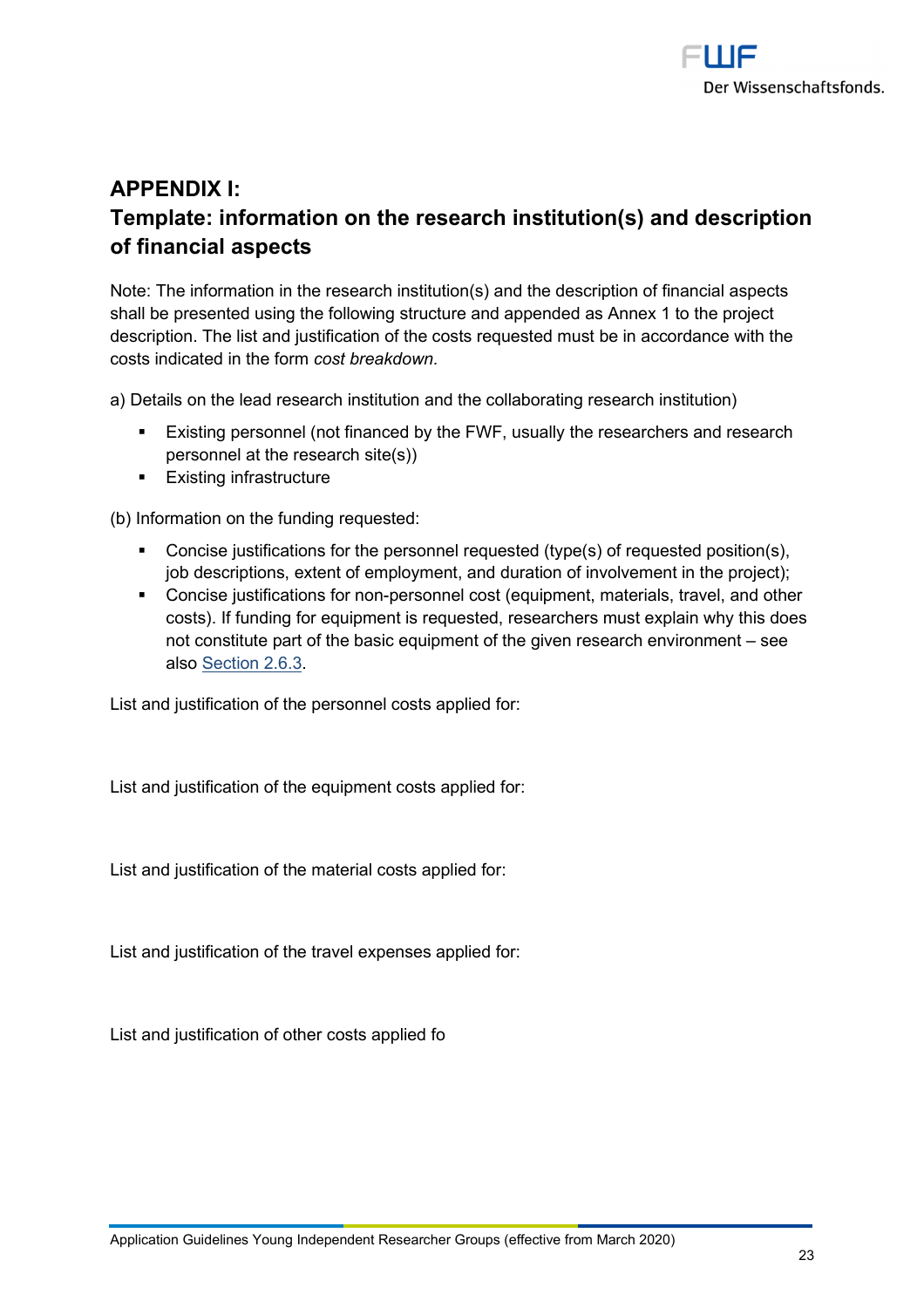## APPENDIX I:
## Template: information on the research institution(s) and description of financial aspects

Note: The information in the research institution(s) and the description of financial aspects shall be presented using the following structure and appended as Annex 1 to the project description. The list and justification of the costs requested must be in accordance with the costs indicated in the form *cost breakdown*.

a) Details on the lead research institution and the collaborating research institution)

- Existing personnel (not financed by the FWF, usually the researchers and research personnel at the research site(s))
- Existing infrastructure

(b) Information on the funding requested:

- Concise justifications for the personnel requested (type(s) of requested position(s), job descriptions, extent of employment, and duration of involvement in the project);
- Concise justifications for non-personnel cost (equipment, materials, travel, and other costs). If funding for equipment is requested, researchers must explain why this does not constitute part of the basic equipment of the given research environment – see also Section 2.6.3.

List and justification of the personnel costs applied for:

List and justification of the equipment costs applied for:

List and justification of the material costs applied for:

List and justification of the travel expenses applied for:

List and justification of other costs applied fo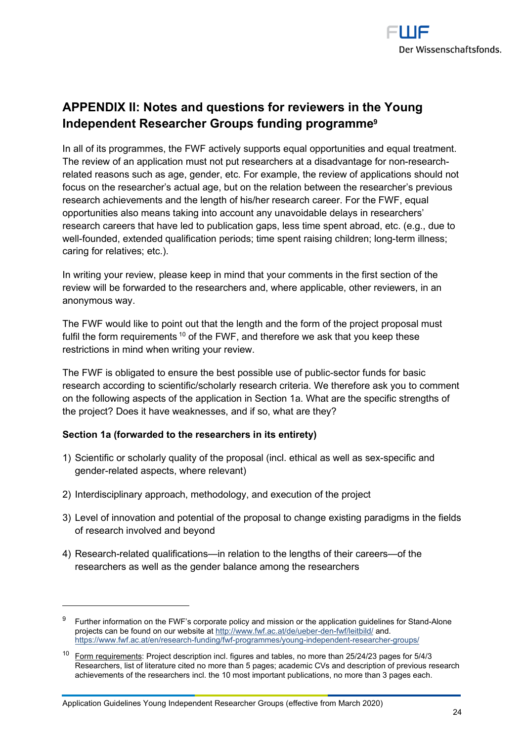## APPENDIX II: Notes and questions for reviewers in the Young Independent Researcher Groups funding programme[9]

In all of its programmes, the FWF actively supports equal opportunities and equal treatment. The review of an application must not put researchers at a disadvantage for non-research-related reasons such as age, gender, etc. For example, the review of applications should not focus on the researcher's actual age, but on the relation between the researcher's previous research achievements and the length of his/her research career. For the FWF, equal opportunities also means taking into account any unavoidable delays in researchers' research careers that have led to publication gaps, less time spent abroad, etc. (e.g., due to well-founded, extended qualification periods; time spent raising children; long-term illness; caring for relatives; etc.).

In writing your review, please keep in mind that your comments in the first section of the review will be forwarded to the researchers and, where applicable, other reviewers, in an anonymous way.

The FWF would like to point out that the length and the form of the project proposal must fulfil the form requirements [10] of the FWF, and therefore we ask that you keep these restrictions in mind when writing your review.

The FWF is obligated to ensure the best possible use of public-sector funds for basic research according to scientific/scholarly research criteria. We therefore ask you to comment on the following aspects of the application in Section 1a. What are the specific strengths of the project? Does it have weaknesses, and if so, what are they?

**Section 1a (forwarded to the researchers in its entirety)**

1) Scientific or scholarly quality of the proposal (incl. ethical as well as sex-specific and gender-related aspects, where relevant)
2) Interdisciplinary approach, methodology, and execution of the project
3) Level of innovation and potential of the proposal to change existing paradigms in the fields of research involved and beyond
4) Research-related qualifications—in relation to the lengths of their careers—of the researchers as well as the gender balance among the researchers

---

[9] Further information on the FWF's corporate policy and mission or the application guidelines for Stand-Alone projects can be found on our website at http://www.fwf.ac.at/de/ueber-den-fwf/leitbild/ and. https://www.fwf.ac.at/en/research-funding/fwf-programmes/young-independent-researcher-groups/

[10] Form requirements: Project description incl. figures and tables, no more than 25/24/23 pages for 5/4/3 Researchers, list of literature cited no more than 5 pages; academic CVs and description of previous research achievements of the researchers incl. the 10 most important publications, no more than 3 pages each.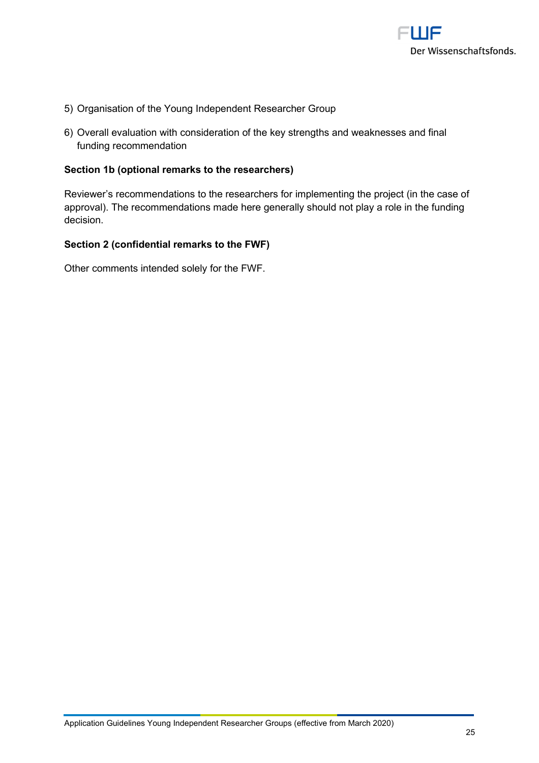5) Organisation of the Young Independent Researcher Group

6) Overall evaluation with consideration of the key strengths and weaknesses and final funding recommendation

**Section 1b (optional remarks to the researchers)**

Reviewer's recommendations to the researchers for implementing the project (in the case of approval). The recommendations made here generally should not play a role in the funding decision.

**Section 2 (confidential remarks to the FWF)**

Other comments intended solely for the FWF.